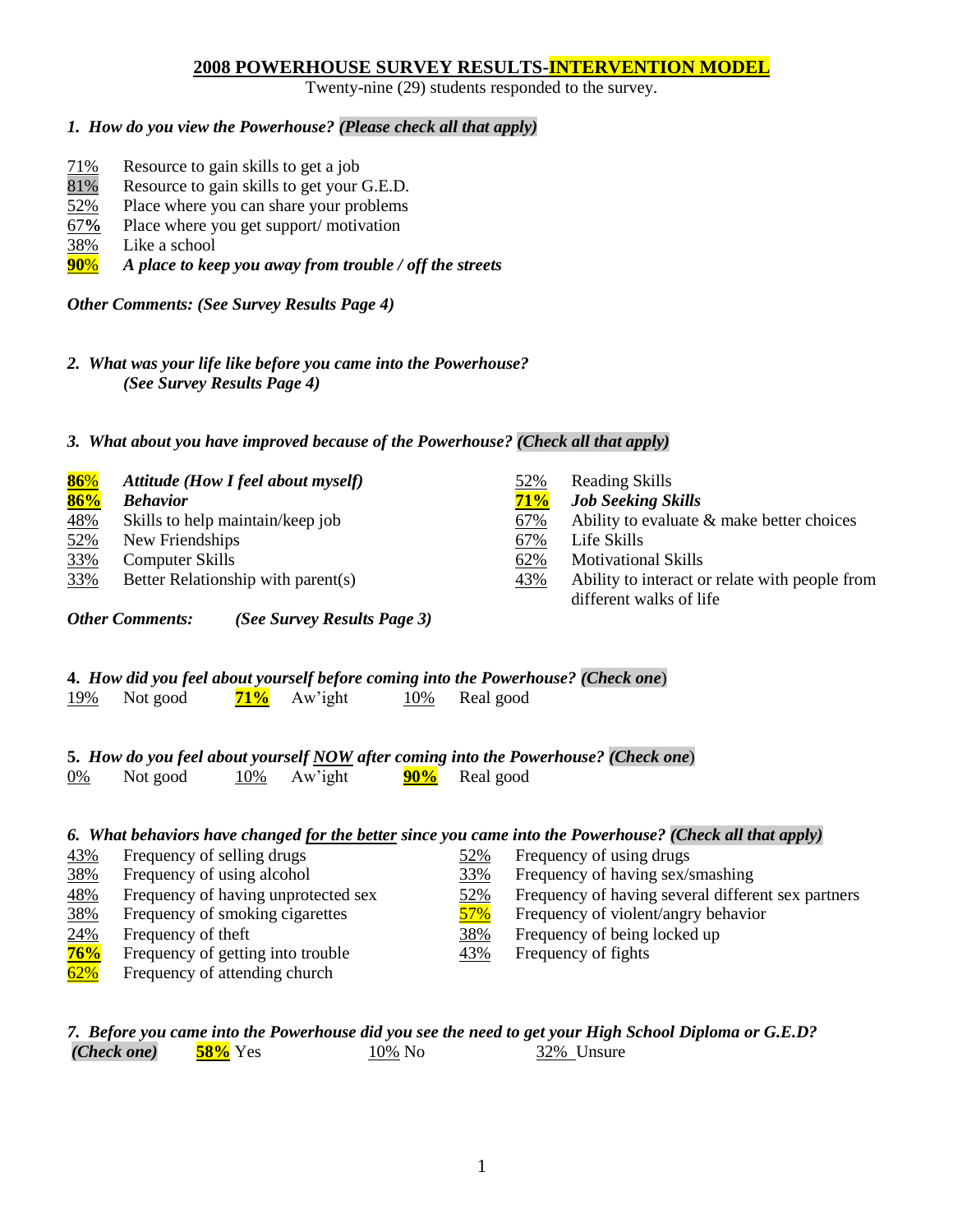## **2008 POWERHOUSE SURVEY RESULTS-INTERVENTION MODEL**

Twenty-nine (29) students responded to the survey.

***1. How do you view the Powerhouse? (Please check all that apply)***

- 71% Resource to gain skills to get a job
- 81% Resource to gain skills to get your G.E.D.
- 52% Place where you can share your problems
- 67% Place where you get support/ motivation
- 38% Like a school
- **90%** ***A place to keep you away from trouble / off the streets***

***Other Comments: (See Survey Results Page 4)***

***2. What was your life like before you came into the Powerhouse? (See Survey Results Page 4)***

***3. What about you have improved because of the Powerhouse? (Check all that apply)***

- **86%** ***Attitude (How I feel about myself)***
- **86%** ***Behavior***
- 48% Skills to help maintain/keep job
- 52% New Friendships
- 33% Computer Skills
- 33% Better Relationship with parent(s)
- 52% Reading Skills
- **71%** ***Job Seeking Skills***
- 67% Ability to evaluate & make better choices
- 67% Life Skills
- 62% Motivational Skills
- 43% Ability to interact or relate with people from different walks of life

***Other Comments: (See Survey Results Page 3)***

**4.** ***How did you feel about yourself before coming into the Powerhouse? (Check one)***

19% Not good **71%** Aw'ight 10% Real good

**5.** ***How do you feel about yourself NOW after coming into the Powerhouse? (Check one)***

0% Not good 10% Aw'ight **90%** Real good

***6. What behaviors have changed for the better since you came into the Powerhouse? (Check all that apply)***

- 43% Frequency of selling drugs
- 38% Frequency of using alcohol
- 48% Frequency of having unprotected sex
- 38% Frequency of smoking cigarettes
- 24% Frequency of theft
- **76%** Frequency of getting into trouble
- 62% Frequency of attending church
- 52% Frequency of using drugs
- 33% Frequency of having sex/smashing
- 52% Frequency of having several different sex partners
- 57% Frequency of violent/angry behavior
- 38% Frequency of being locked up
- 43% Frequency of fights

***7. Before you came into the Powerhouse did you see the need to get your High School Diploma or G.E.D?***

***(Check one)*** **58%** Yes 10% No 32% Unsure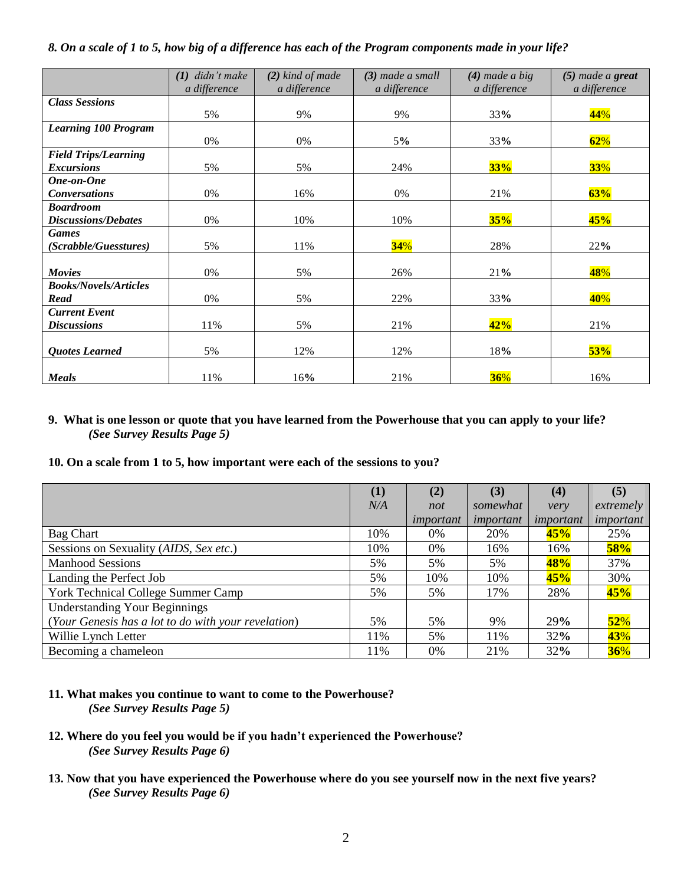*8. On a scale of 1 to 5, how big of a difference has each of the Program components made in your life?*

| | *(1) didn't make a difference* | *(2) kind of made a difference* | *(3) made a small a difference* | *(4) made a big a difference* | *(5) made a **great** a difference* |
|---|---|---|---|---|---|
| ***Class Sessions*** | 5% | 9% | 9% | 33% | **44%** |
| ***Learning 100 Program*** | 0% | 0% | 5% | 33% | **62%** |
| ***Field Trips/Learning Excursions*** | 5% | 5% | 24% | **33%** | **33%** |
| ***One-on-One Conversations*** | 0% | 16% | 0% | 21% | **63%** |
| ***Boardroom Discussions/Debates*** | 0% | 10% | 10% | **35%** | **45%** |
| ***Games (Scrabble/Guesstures)*** | 5% | 11% | **34%** | 28% | 22% |
| ***Movies*** | 0% | 5% | 26% | 21% | **48%** |
| ***Books/Novels/Articles Read*** | 0% | 5% | 22% | 33% | **40%** |
| ***Current Event Discussions*** | 11% | 5% | 21% | **42%** | 21% |
| ***Quotes Learned*** | 5% | 12% | 12% | 18% | **53%** |
| ***Meals*** | 11% | 16% | 21% | **36%** | 16% |

**9. What is one lesson or quote that you have learned from the Powerhouse that you can apply to your life?** ***(See Survey Results Page 5)***

**10. On a scale from 1 to 5, how important were each of the sessions to you?**

| | **(1)** *N/A* | **(2)** *not important* | **(3)** *somewhat important* | **(4)** *very important* | **(5)** *extremely important* |
|---|---|---|---|---|---|
| Bag Chart | 10% | 0% | 20% | **45%** | 25% |
| Sessions on Sexuality (*AIDS, Sex etc*.) | 10% | 0% | 16% | 16% | **58%** |
| Manhood Sessions | 5% | 5% | 5% | **48%** | 37% |
| Landing the Perfect Job | 5% | 10% | 10% | **45%** | 30% |
| York Technical College Summer Camp | 5% | 5% | 17% | 28% | **45%** |
| Understanding Your Beginnings (*Your Genesis has a lot to do with your revelation*) | 5% | 5% | 9% | 29% | **52%** |
| Willie Lynch Letter | 11% | 5% | 11% | 32% | **43%** |
| Becoming a chameleon | 11% | 0% | 21% | 32% | **36%** |

**11. What makes you continue to want to come to the Powerhouse?** ***(See Survey Results Page 5)***

**12. Where do you feel you would be if you hadn't experienced the Powerhouse?** ***(See Survey Results Page 6)***

**13. Now that you have experienced the Powerhouse where do you see yourself now in the next five years?** ***(See Survey Results Page 6)***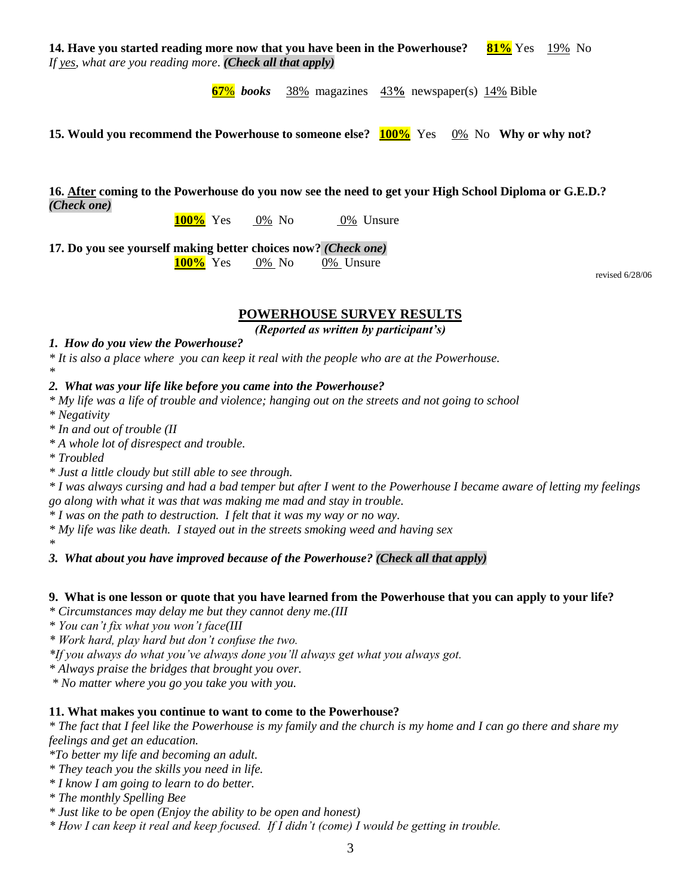**14. Have you started reading more now that you have been in the Powerhouse?** **81%** Yes 19% No
*If yes, what are you reading more*. ***(Check all that apply)***

**67%** ***books*** 38% magazines 43**%** newspaper(s) 14% Bible

**15. Would you recommend the Powerhouse to someone else?** **100%** Yes 0% No **Why or why not?**

**16. After coming to the Powerhouse do you now see the need to get your High School Diploma or G.E.D.?** ***(Check one)***

**100%** Yes 0% No 0% Unsure

**17. Do you see yourself making better choices now?** ***(Check one)***

**100%** Yes 0% No 0% Unsure

revised 6/28/06

## POWERHOUSE SURVEY RESULTS

***(Reported as written by participant's)***

***1. How do you view the Powerhouse?***

*\* It is also a place where you can keep it real with the people who are at the Powerhouse.*

*\**

***2. What was your life like before you came into the Powerhouse?***

*\* My life was a life of trouble and violence; hanging out on the streets and not going to school*

*\* Negativity*

*\* In and out of trouble (II*

*\* A whole lot of disrespect and trouble.*

*\* Troubled*

*\* Just a little cloudy but still able to see through.*

*\* I was always cursing and had a bad temper but after I went to the Powerhouse I became aware of letting my feelings go along with what it was that was making me mad and stay in trouble.*

*\* I was on the path to destruction. I felt that it was my way or no way.*

*\* My life was like death. I stayed out in the streets smoking weed and having sex*

*\**

***3. What about you have improved because of the Powerhouse? (Check all that apply)***

**9. What is one lesson or quote that you have learned from the Powerhouse that you can apply to your life?**

*\* Circumstances may delay me but they cannot deny me.(III*

*\* You can't fix what you won't face(III*

*\* Work hard, play hard but don't confuse the two.*

*\*If you always do what you've always done you'll always get what you always got.*

*\* Always praise the bridges that brought you over.*

*\* No matter where you go you take you with you.*

**11. What makes you continue to want to come to the Powerhouse?**

*\* The fact that I feel like the Powerhouse is my family and the church is my home and I can go there and share my feelings and get an education.*

*\*To better my life and becoming an adult.*

*\* They teach you the skills you need in life.*

*\* I know I am going to learn to do better.*

*\* The monthly Spelling Bee*

*\* Just like to be open (Enjoy the ability to be open and honest)*

*\* How I can keep it real and keep focused. If I didn't (come) I would be getting in trouble.*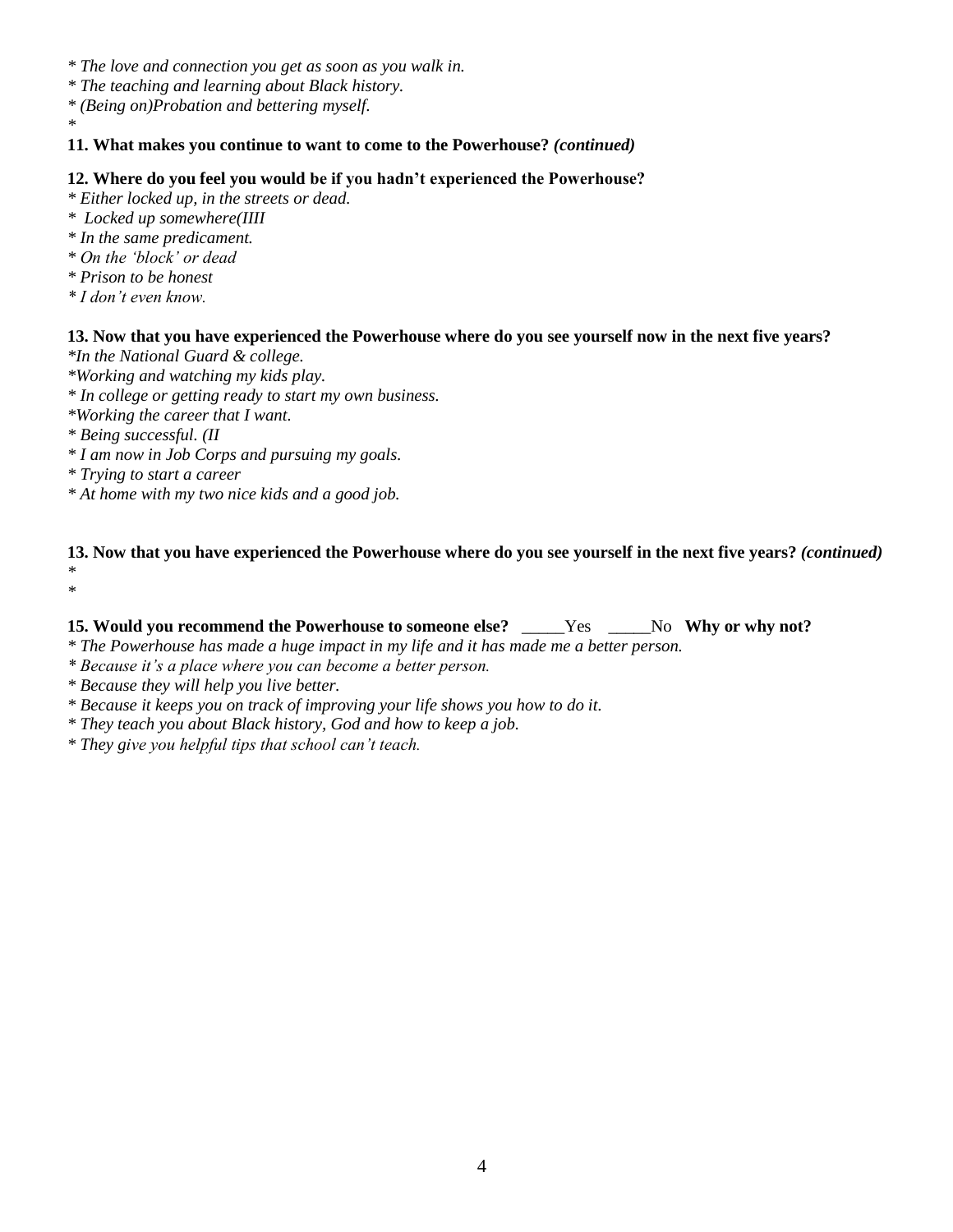* *The love and connection you get as soon as you walk in.*
* *The teaching and learning about Black history.*
* *(Being on)Probation and bettering myself.*
*

**11. What makes you continue to want to come to the Powerhouse?** ***(continued)***

**12. Where do you feel you would be if you hadn't experienced the Powerhouse?**

* *Either locked up, in the streets or dead.*
* *Locked up somewhere(IIII*
* *In the same predicament.*
* *On the 'block' or dead*
* *Prison to be honest*
* *I don't even know.*

**13. Now that you have experienced the Powerhouse where do you see yourself now in the next five years?**

*\*In the National Guard & college.*
*\*Working and watching my kids play.*
* *In college or getting ready to start my own business.*
*\*Working the career that I want.*
* *Being successful. (II*
* *I am now in Job Corps and pursuing my goals.*
* *Trying to start a career*
* *At home with my two nice kids and a good job.*

**13. Now that you have experienced the Powerhouse where do you see yourself in the next five years?** ***(continued)***

*
*

**15. Would you recommend the Powerhouse to someone else?** _____Yes _____No **Why or why not?**

* *The Powerhouse has made a huge impact in my life and it has made me a better person.*
* *Because it's a place where you can become a better person.*
* *Because they will help you live better.*
* *Because it keeps you on track of improving your life shows you how to do it.*
* *They teach you about Black history, God and how to keep a job.*
* *They give you helpful tips that school can't teach.*